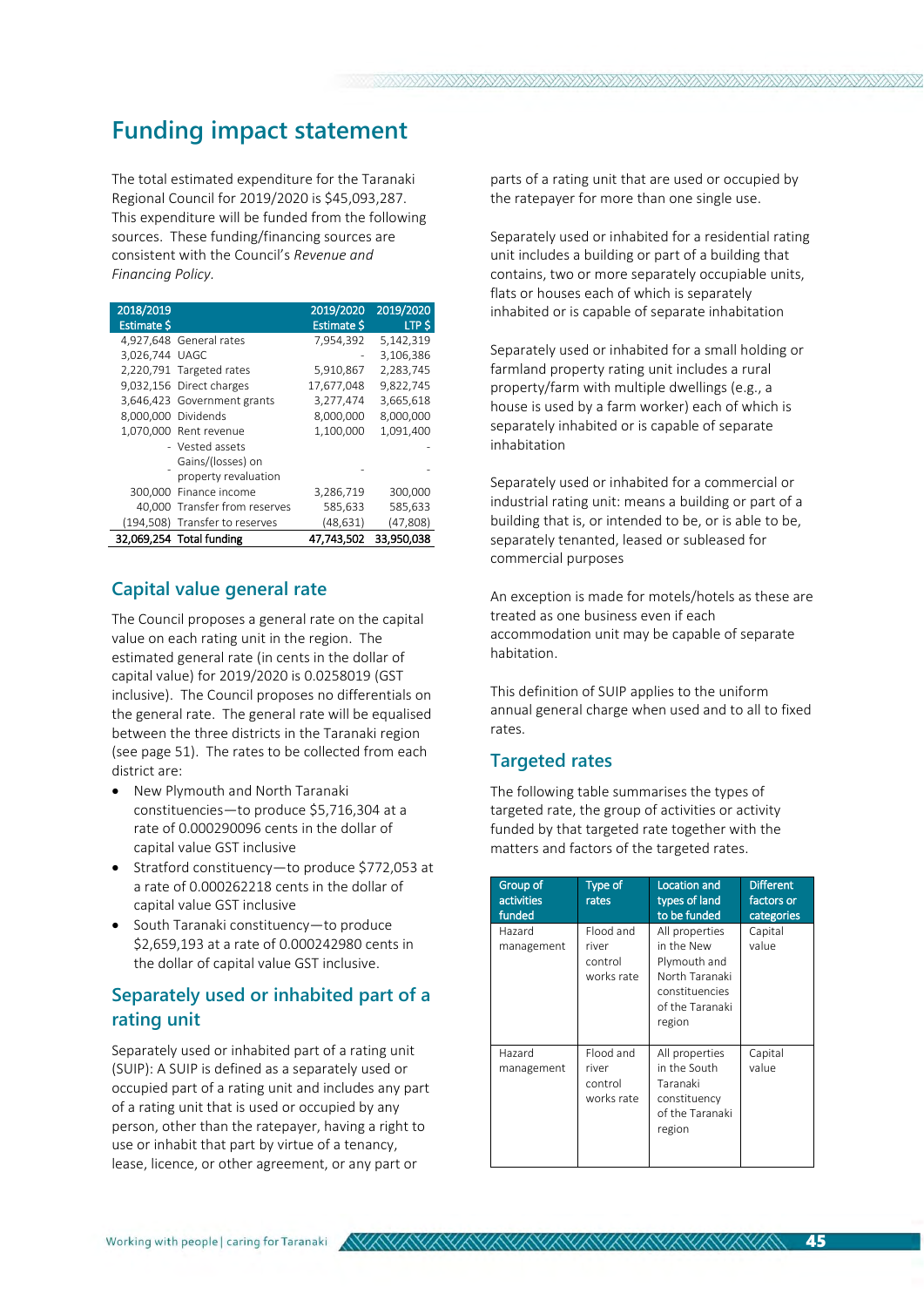# Funding impact statement

The total estimated expenditure for the Taranaki Regional Council for 2019/2020 is $45,093,287. This expenditure will be funded from the following sources. These funding/financing sources are consistent with the Council's *Revenue and Financing Policy*.

| 2018/2019 Estimate $ | | 2019/2020 Estimate $ | 2019/2020 LTP $ |
|---|---|---|---|
| 4,927,648 | General rates | 7,954,392 | 5,142,319 |
| 3,026,744 | UAGC | - | 3,106,386 |
| 2,220,791 | Targeted rates | 5,910,867 | 2,283,745 |
| 9,032,156 | Direct charges | 17,677,048 | 9,822,745 |
| 3,646,423 | Government grants | 3,277,474 | 3,665,618 |
| 8,000,000 | Dividends | 8,000,000 | 8,000,000 |
| 1,070,000 | Rent revenue | 1,100,000 | 1,091,400 |
| - | Vested assets | - | - |
| - | Gains/(losses) on property revaluation | - | - |
| 300,000 | Finance income | 3,286,719 | 300,000 |
| 40,000 | Transfer from reserves | 585,633 | 585,633 |
| (194,508) | Transfer to reserves | (48,631) | (47,808) |
| **32,069,254** | **Total funding** | **47,743,502** | **33,950,038** |

## Capital value general rate

The Council proposes a general rate on the capital value on each rating unit in the region. The estimated general rate (in cents in the dollar of capital value) for 2019/2020 is 0.0258019 (GST inclusive). The Council proposes no differentials on the general rate. The general rate will be equalised between the three districts in the Taranaki region (see page 51). The rates to be collected from each district are:

- New Plymouth and North Taranaki constituencies—to produce $5,716,304 at a rate of 0.000290096 cents in the dollar of capital value GST inclusive
- Stratford constituency—to produce $772,053 at a rate of 0.000262218 cents in the dollar of capital value GST inclusive
- South Taranaki constituency—to produce $2,659,193 at a rate of 0.000242980 cents in the dollar of capital value GST inclusive.

## Separately used or inhabited part of a rating unit

Separately used or inhabited part of a rating unit (SUIP): A SUIP is defined as a separately used or occupied part of a rating unit and includes any part of a rating unit that is used or occupied by any person, other than the ratepayer, having a right to use or inhabit that part by virtue of a tenancy, lease, licence, or other agreement, or any part or parts of a rating unit that are used or occupied by the ratepayer for more than one single use.

Separately used or inhabited for a residential rating unit includes a building or part of a building that contains, two or more separately occupiable units, flats or houses each of which is separately inhabited or is capable of separate inhabitation

Separately used or inhabited for a small holding or farmland property rating unit includes a rural property/farm with multiple dwellings (e.g., a house is used by a farm worker) each of which is separately inhabited or is capable of separate inhabitation

Separately used or inhabited for a commercial or industrial rating unit: means a building or part of a building that is, or intended to be, or is able to be, separately tenanted, leased or subleased for commercial purposes

An exception is made for motels/hotels as these are treated as one business even if each accommodation unit may be capable of separate habitation.

This definition of SUIP applies to the uniform annual general charge when used and to all to fixed rates.

## Targeted rates

The following table summarises the types of targeted rate, the group of activities or activity funded by that targeted rate together with the matters and factors of the targeted rates.

| Group of activities funded | Type of rates | Location and types of land to be funded | Different factors or categories |
|---|---|---|---|
| Hazard management | Flood and river control works rate | All properties in the New Plymouth and North Taranaki constituencies of the Taranaki region | Capital value |
| Hazard management | Flood and river control works rate | All properties in the South Taranaki constituency of the Taranaki region | Capital value |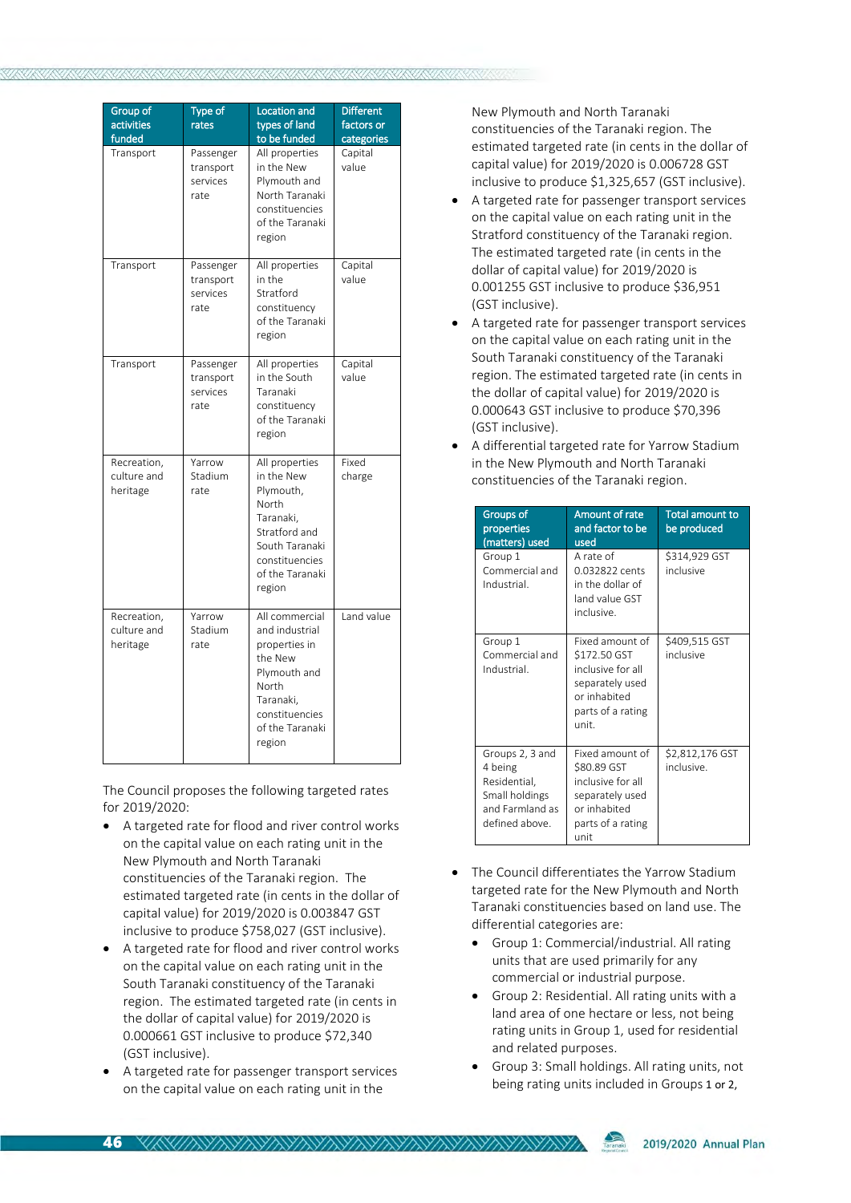| Group of activities funded | Type of rates | Location and types of land to be funded | Different factors or categories |
|---|---|---|---|
| Transport | Passenger transport services rate | All properties in the New Plymouth and North Taranaki constituencies of the Taranaki region | Capital value |
| Transport | Passenger transport services rate | All properties in the Stratford constituency of the Taranaki region | Capital value |
| Transport | Passenger transport services rate | All properties in the South Taranaki constituency of the Taranaki region | Capital value |
| Recreation, culture and heritage | Yarrow Stadium rate | All properties in the New Plymouth, North Taranaki, Stratford and South Taranaki constituencies of the Taranaki region | Fixed charge |
| Recreation, culture and heritage | Yarrow Stadium rate | All commercial and industrial properties in the New Plymouth and North Taranaki, constituencies of the Taranaki region | Land value |

The Council proposes the following targeted rates for 2019/2020:

- A targeted rate for flood and river control works on the capital value on each rating unit in the New Plymouth and North Taranaki constituencies of the Taranaki region. The estimated targeted rate (in cents in the dollar of capital value) for 2019/2020 is 0.003847 GST inclusive to produce $758,027 (GST inclusive).
- A targeted rate for flood and river control works on the capital value on each rating unit in the South Taranaki constituency of the Taranaki region. The estimated targeted rate (in cents in the dollar of capital value) for 2019/2020 is 0.000661 GST inclusive to produce $72,340 (GST inclusive).
- A targeted rate for passenger transport services on the capital value on each rating unit in the New Plymouth and North Taranaki constituencies of the Taranaki region. The estimated targeted rate (in cents in the dollar of capital value) for 2019/2020 is 0.006728 GST inclusive to produce $1,325,657 (GST inclusive).
- A targeted rate for passenger transport services on the capital value on each rating unit in the Stratford constituency of the Taranaki region. The estimated targeted rate (in cents in the dollar of capital value) for 2019/2020 is 0.001255 GST inclusive to produce $36,951 (GST inclusive).
- A targeted rate for passenger transport services on the capital value on each rating unit in the South Taranaki constituency of the Taranaki region. The estimated targeted rate (in cents in the dollar of capital value) for 2019/2020 is 0.000643 GST inclusive to produce $70,396 (GST inclusive).
- A differential targeted rate for Yarrow Stadium in the New Plymouth and North Taranaki constituencies of the Taranaki region.

| Groups of properties (matters) used | Amount of rate and factor to be used | Total amount to be produced |
|---|---|---|
| Group 1 Commercial and Industrial. | A rate of 0.032822 cents in the dollar of land value GST inclusive. | $314,929 GST inclusive |
| Group 1 Commercial and Industrial. | Fixed amount of $172.50 GST inclusive for all separately used or inhabited parts of a rating unit. | $409,515 GST inclusive |
| Groups 2, 3 and 4 being Residential, Small holdings and Farmland as defined above. | Fixed amount of $80.89 GST inclusive for all separately used or inhabited parts of a rating unit | $2,812,176 GST inclusive. |

- The Council differentiates the Yarrow Stadium targeted rate for the New Plymouth and North Taranaki constituencies based on land use. The differential categories are:
  - Group 1: Commercial/industrial. All rating units that are used primarily for any commercial or industrial purpose.
  - Group 2: Residential. All rating units with a land area of one hectare or less, not being rating units in Group 1, used for residential and related purposes.
  - Group 3: Small holdings. All rating units, not being rating units included in Groups 1 or 2,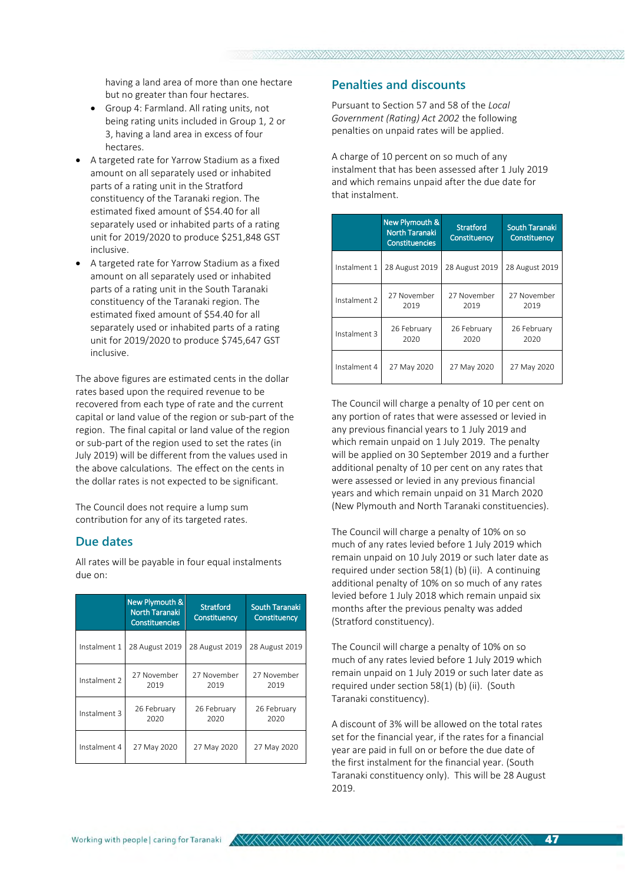having a land area of more than one hectare but no greater than four hectares.
  - Group 4: Farmland. All rating units, not being rating units included in Group 1, 2 or 3, having a land area in excess of four hectares.
- A targeted rate for Yarrow Stadium as a fixed amount on all separately used or inhabited parts of a rating unit in the Stratford constituency of the Taranaki region. The estimated fixed amount of $54.40 for all separately used or inhabited parts of a rating unit for 2019/2020 to produce $251,848 GST inclusive.
- A targeted rate for Yarrow Stadium as a fixed amount on all separately used or inhabited parts of a rating unit in the South Taranaki constituency of the Taranaki region. The estimated fixed amount of $54.40 for all separately used or inhabited parts of a rating unit for 2019/2020 to produce $745,647 GST inclusive.

The above figures are estimated cents in the dollar rates based upon the required revenue to be recovered from each type of rate and the current capital or land value of the region or sub-part of the region. The final capital or land value of the region or sub-part of the region used to set the rates (in July 2019) will be different from the values used in the above calculations. The effect on the cents in the dollar rates is not expected to be significant.

The Council does not require a lump sum contribution for any of its targeted rates.

## Due dates

All rates will be payable in four equal instalments due on:

| | New Plymouth & North Taranaki Constituencies | Stratford Constituency | South Taranaki Constituency |
|---|---|---|---|
| Instalment 1 | 28 August 2019 | 28 August 2019 | 28 August 2019 |
| Instalment 2 | 27 November 2019 | 27 November 2019 | 27 November 2019 |
| Instalment 3 | 26 February 2020 | 26 February 2020 | 26 February 2020 |
| Instalment 4 | 27 May 2020 | 27 May 2020 | 27 May 2020 |

## Penalties and discounts

Pursuant to Section 57 and 58 of the *Local Government (Rating) Act 2002* the following penalties on unpaid rates will be applied.

A charge of 10 percent on so much of any instalment that has been assessed after 1 July 2019 and which remains unpaid after the due date for that instalment.

| | New Plymouth & North Taranaki Constituencies | Stratford Constituency | South Taranaki Constituency |
|---|---|---|---|
| Instalment 1 | 28 August 2019 | 28 August 2019 | 28 August 2019 |
| Instalment 2 | 27 November 2019 | 27 November 2019 | 27 November 2019 |
| Instalment 3 | 26 February 2020 | 26 February 2020 | 26 February 2020 |
| Instalment 4 | 27 May 2020 | 27 May 2020 | 27 May 2020 |

The Council will charge a penalty of 10 per cent on any portion of rates that were assessed or levied in any previous financial years to 1 July 2019 and which remain unpaid on 1 July 2019. The penalty will be applied on 30 September 2019 and a further additional penalty of 10 per cent on any rates that were assessed or levied in any previous financial years and which remain unpaid on 31 March 2020 (New Plymouth and North Taranaki constituencies).

The Council will charge a penalty of 10% on so much of any rates levied before 1 July 2019 which remain unpaid on 10 July 2019 or such later date as required under section 58(1) (b) (ii). A continuing additional penalty of 10% on so much of any rates levied before 1 July 2018 which remain unpaid six months after the previous penalty was added (Stratford constituency).

The Council will charge a penalty of 10% on so much of any rates levied before 1 July 2019 which remain unpaid on 1 July 2019 or such later date as required under section 58(1) (b) (ii). (South Taranaki constituency).

A discount of 3% will be allowed on the total rates set for the financial year, if the rates for a financial year are paid in full on or before the due date of the first instalment for the financial year. (South Taranaki constituency only). This will be 28 August 2019.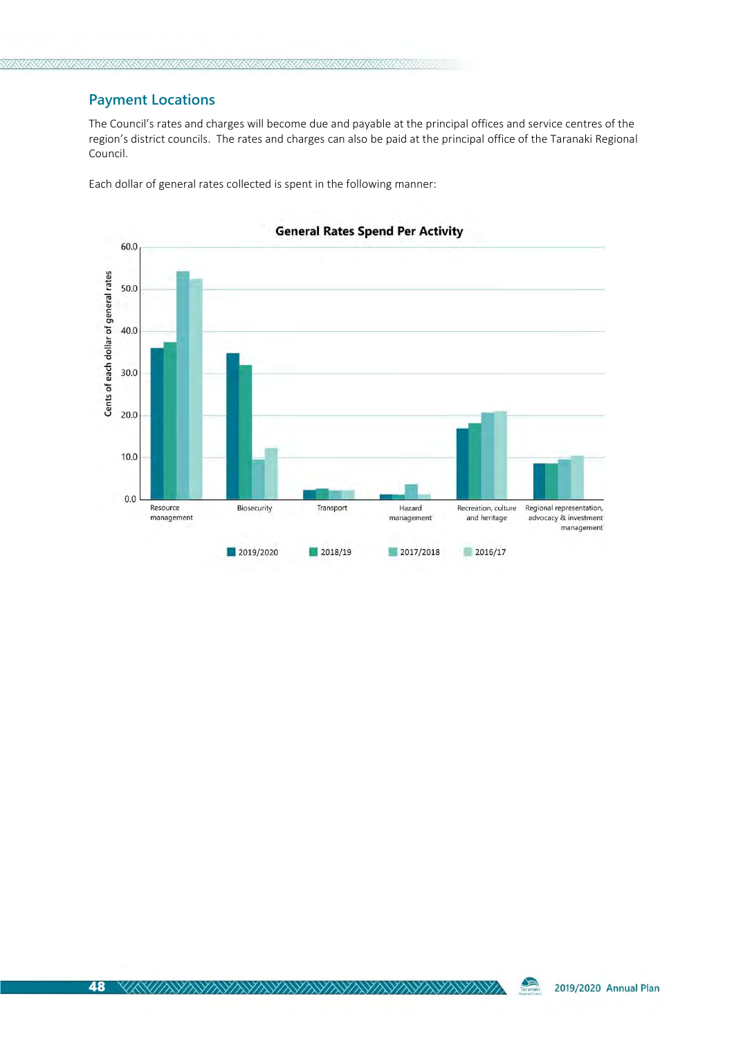## Payment Locations

The Council's rates and charges will become due and payable at the principal offices and service centres of the region's district councils. The rates and charges can also be paid at the principal office of the Taranaki Regional Council.

Each dollar of general rates collected is spent in the following manner:

**General Rates Spend Per Activity**

Cents of each dollar of general rates

Resource management | Biosecurity | Transport | Hazard management | Recreation, culture and heritage | Regional representation, advocacy & investment management

2019/2020 | 2018/19 | 2017/2018 | 2016/17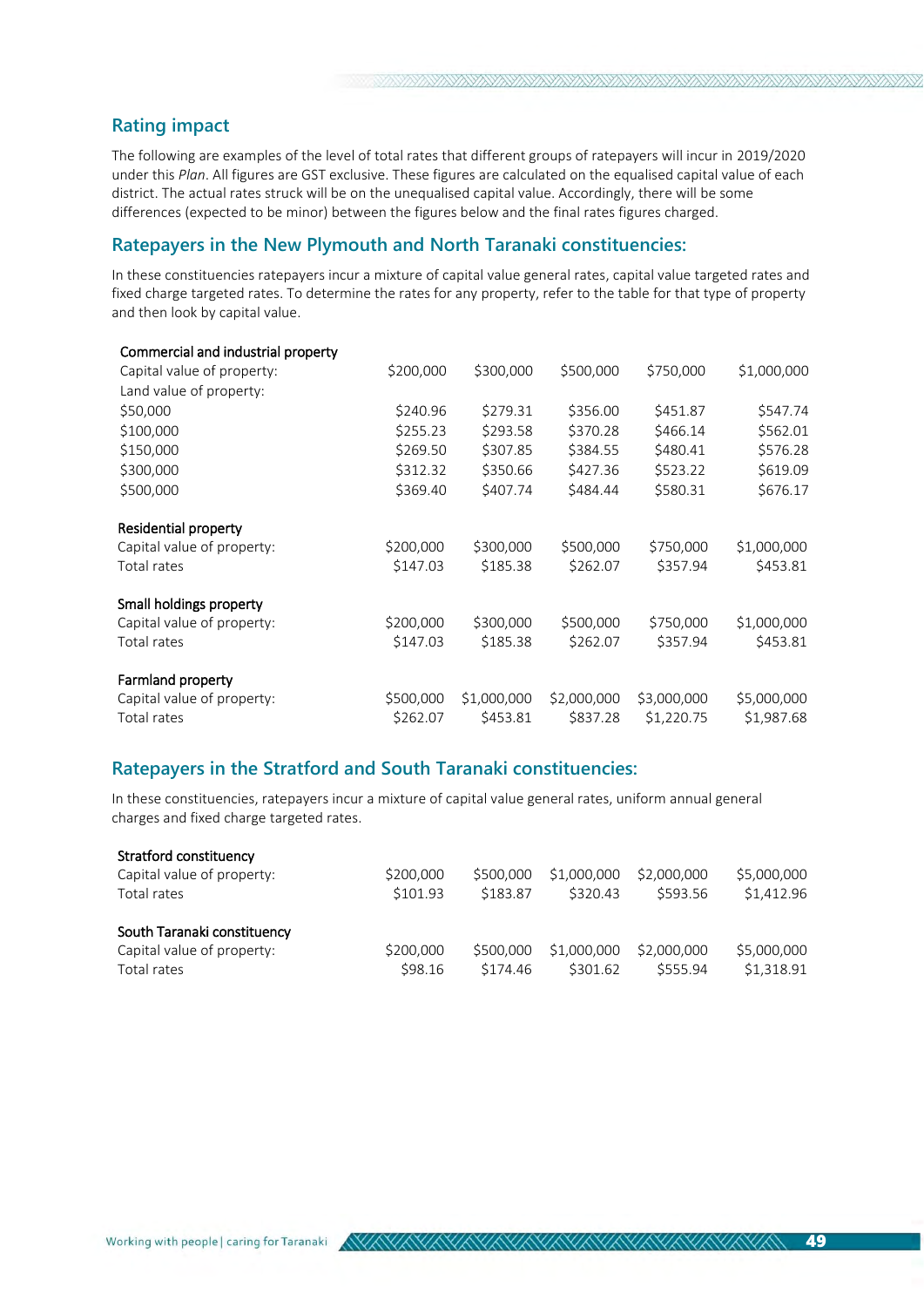## Rating impact

The following are examples of the level of total rates that different groups of ratepayers will incur in 2019/2020 under this *Plan*. All figures are GST exclusive. These figures are calculated on the equalised capital value of each district. The actual rates struck will be on the unequalised capital value. Accordingly, there will be some differences (expected to be minor) between the figures below and the final rates figures charged.

## Ratepayers in the New Plymouth and North Taranaki constituencies:

In these constituencies ratepayers incur a mixture of capital value general rates, capital value targeted rates and fixed charge targeted rates. To determine the rates for any property, refer to the table for that type of property and then look by capital value.

| Commercial and industrial property | | | | | |
|---|---|---|---|---|---|
| Capital value of property: | $200,000 | $300,000 | $500,000 | $750,000 | $1,000,000 |
| Land value of property: | | | | | |
| $50,000 | $240.96 | $279.31 | $356.00 | $451.87 | $547.74 |
| $100,000 | $255.23 | $293.58 | $370.28 | $466.14 | $562.01 |
| $150,000 | $269.50 | $307.85 | $384.55 | $480.41 | $576.28 |
| $300,000 | $312.32 | $350.66 | $427.36 | $523.22 | $619.09 |
| $500,000 | $369.40 | $407.74 | $484.44 | $580.31 | $676.17 |

| Residential property | | | | | |
|---|---|---|---|---|---|
| Capital value of property: | $200,000 | $300,000 | $500,000 | $750,000 | $1,000,000 |
| Total rates | $147.03 | $185.38 | $262.07 | $357.94 | $453.81 |

| Small holdings property | | | | | |
|---|---|---|---|---|---|
| Capital value of property: | $200,000 | $300,000 | $500,000 | $750,000 | $1,000,000 |
| Total rates | $147.03 | $185.38 | $262.07 | $357.94 | $453.81 |

| Farmland property | | | | | |
|---|---|---|---|---|---|
| Capital value of property: | $500,000 | $1,000,000 | $2,000,000 | $3,000,000 | $5,000,000 |
| Total rates | $262.07 | $453.81 | $837.28 | $1,220.75 | $1,987.68 |

## Ratepayers in the Stratford and South Taranaki constituencies:

In these constituencies, ratepayers incur a mixture of capital value general rates, uniform annual general charges and fixed charge targeted rates.

| Stratford constituency | | | | | |
|---|---|---|---|---|---|
| Capital value of property: | $200,000 | $500,000 | $1,000,000 | $2,000,000 | $5,000,000 |
| Total rates | $101.93 | $183.87 | $320.43 | $593.56 | $1,412.96 |

| South Taranaki constituency | | | | | |
|---|---|---|---|---|---|
| Capital value of property: | $200,000 | $500,000 | $1,000,000 | $2,000,000 | $5,000,000 |
| Total rates | $98.16 | $174.46 | $301.62 | $555.94 | $1,318.91 |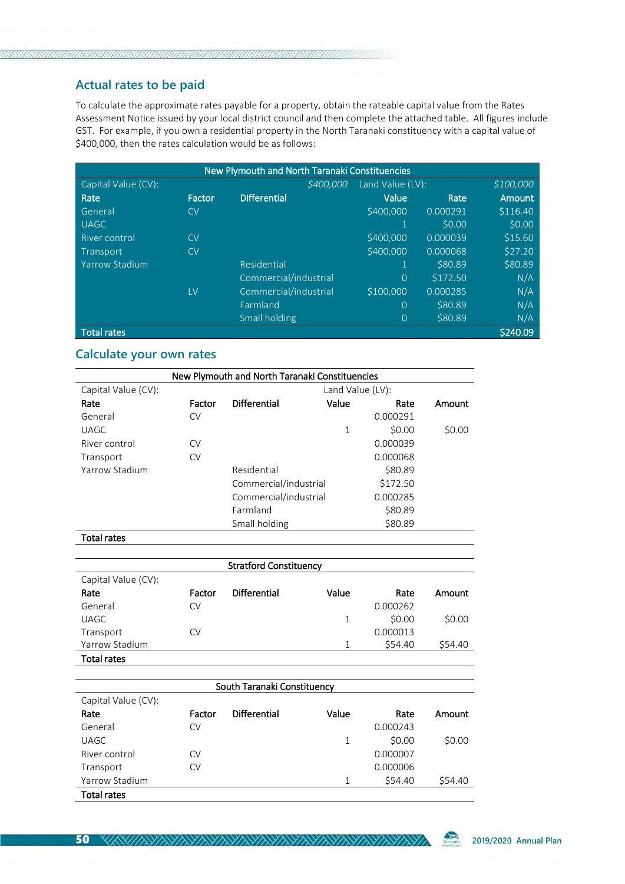## Actual rates to be paid

To calculate the approximate rates payable for a property, obtain the rateable capital value from the Rates Assessment Notice issued by your local district council and then complete the attached table. All figures include GST. For example, if you own a residential property in the North Taranaki constituency with a capital value of $400,000, then the rates calculation would be as follows:

| New Plymouth and North Taranaki Constituencies | | | | | |
|---|---|---|---|---|---|
| Capital Value (CV): | | *$400,000* | Land Value (LV): | | *$100,000* |
| **Rate** | **Factor** | **Differential** | **Value** | **Rate** | **Amount** |
| General | CV | | $400,000 | 0.000291 | $116.40 |
| UAGC | | | 1 | $0.00 | $0.00 |
| River control | CV | | $400,000 | 0.000039 | $15.60 |
| Transport | CV | | $400,000 | 0.000068 | $27.20 |
| Yarrow Stadium | | Residential | 1 | $80.89 | $80.89 |
| | | Commercial/industrial | 0 | $172.50 | N/A |
| | LV | Commercial/industrial | $100,000 | 0.000285 | N/A |
| | | Farmland | 0 | $80.89 | N/A |
| | | Small holding | 0 | $80.89 | N/A |
| **Total rates** | | | | | **$240.09** |

## Calculate your own rates

| New Plymouth and North Taranaki Constituencies | | | | | |
|---|---|---|---|---|---|
| Capital Value (CV): | | | Land Value (LV): | | |
| **Rate** | **Factor** | **Differential** | **Value** | **Rate** | **Amount** |
| General | CV | | | 0.000291 | |
| UAGC | | | 1 | $0.00 | $0.00 |
| River control | CV | | | 0.000039 | |
| Transport | CV | | | 0.000068 | |
| Yarrow Stadium | | Residential | | $80.89 | |
| | | Commercial/industrial | | $172.50 | |
| | | Commercial/industrial | | 0.000285 | |
| | | Farmland | | $80.89 | |
| | | Small holding | | $80.89 | |
| **Total rates** | | | | | |

| Stratford Constituency | | | | | |
|---|---|---|---|---|---|
| Capital Value (CV): | | | | | |
| **Rate** | **Factor** | **Differential** | **Value** | **Rate** | **Amount** |
| General | CV | | | 0.000262 | |
| UAGC | | | 1 | $0.00 | $0.00 |
| Transport | CV | | | 0.000013 | |
| Yarrow Stadium | | | 1 | $54.40 | $54.40 |
| **Total rates** | | | | | |

| South Taranaki Constituency | | | | | |
|---|---|---|---|---|---|
| Capital Value (CV): | | | | | |
| **Rate** | **Factor** | **Differential** | **Value** | **Rate** | **Amount** |
| General | CV | | | 0.000243 | |
| UAGC | | | 1 | $0.00 | $0.00 |
| River control | CV | | | 0.000007 | |
| Transport | CV | | | 0.000006 | |
| Yarrow Stadium | | | 1 | $54.40 | $54.40 |
| **Total rates** | | | | | |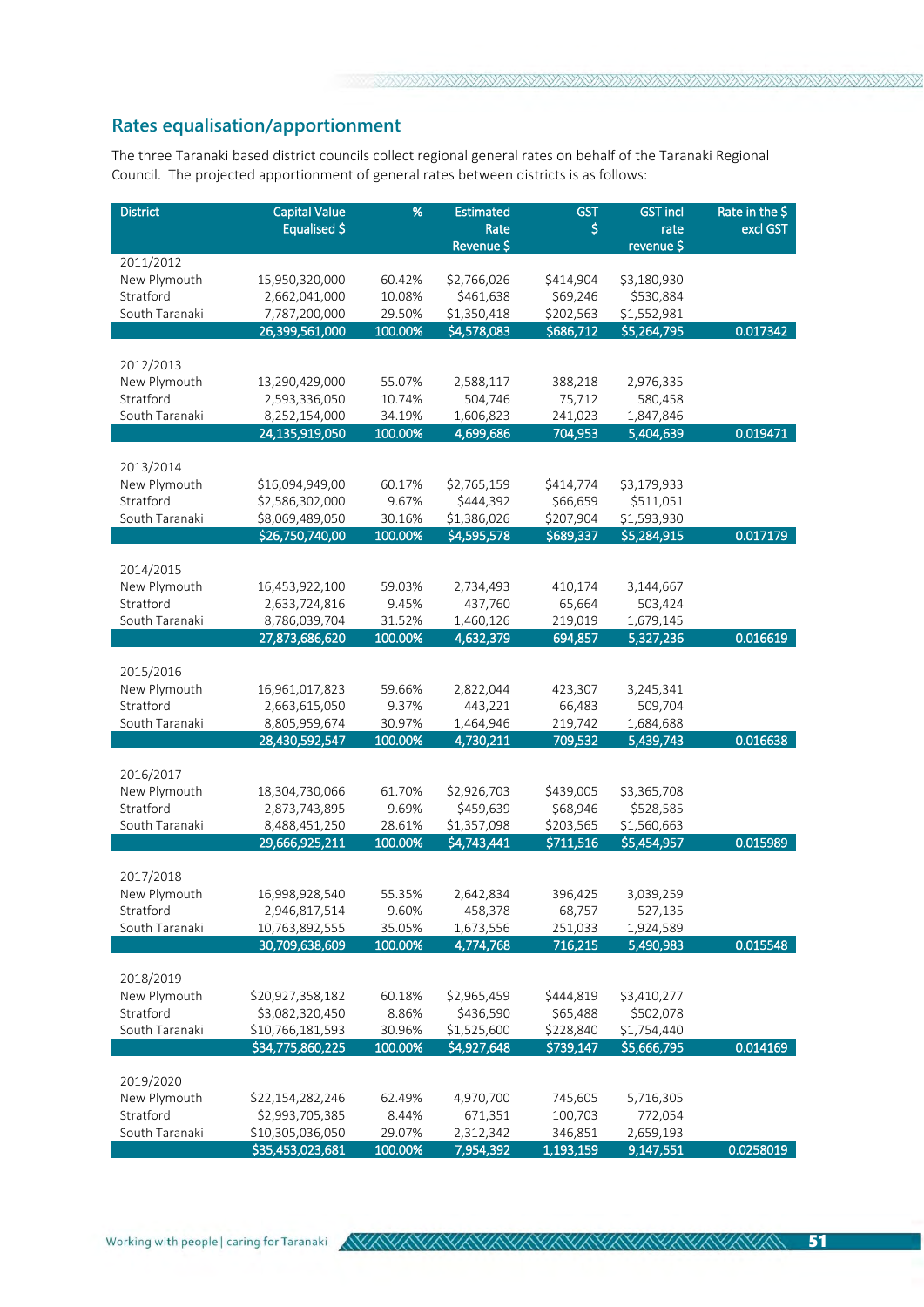## Rates equalisation/apportionment

The three Taranaki based district councils collect regional general rates on behalf of the Taranaki Regional Council. The projected apportionment of general rates between districts is as follows:

| District | Capital Value Equalised $ | % | Estimated Rate Revenue $ | GST $ | GST incl rate revenue $ | Rate in the $ excl GST |
|---|---|---|---|---|---|---|
| 2011/2012 | | | | | | |
| New Plymouth | 15,950,320,000 | 60.42% | $2,766,026 | $414,904 | $3,180,930 | |
| Stratford | 2,662,041,000 | 10.08% | $461,638 | $69,246 | $530,884 | |
| South Taranaki | 7,787,200,000 | 29.50% | $1,350,418 | $202,563 | $1,552,981 | |
| | 26,399,561,000 | 100.00% | $4,578,083 | $686,712 | $5,264,795 | 0.017342 |
| 2012/2013 | | | | | | |
| New Plymouth | 13,290,429,000 | 55.07% | 2,588,117 | 388,218 | 2,976,335 | |
| Stratford | 2,593,336,050 | 10.74% | 504,746 | 75,712 | 580,458 | |
| South Taranaki | 8,252,154,000 | 34.19% | 1,606,823 | 241,023 | 1,847,846 | |
| | 24,135,919,050 | 100.00% | 4,699,686 | 704,953 | 5,404,639 | 0.019471 |
| 2013/2014 | | | | | | |
| New Plymouth | $16,094,949,00 | 60.17% | $2,765,159 | $414,774 | $3,179,933 | |
| Stratford | $2,586,302,000 | 9.67% | $444,392 | $66,659 | $511,051 | |
| South Taranaki | $8,069,489,050 | 30.16% | $1,386,026 | $207,904 | $1,593,930 | |
| | $26,750,740,00 | 100.00% | $4,595,578 | $689,337 | $5,284,915 | 0.017179 |
| 2014/2015 | | | | | | |
| New Plymouth | 16,453,922,100 | 59.03% | 2,734,493 | 410,174 | 3,144,667 | |
| Stratford | 2,633,724,816 | 9.45% | 437,760 | 65,664 | 503,424 | |
| South Taranaki | 8,786,039,704 | 31.52% | 1,460,126 | 219,019 | 1,679,145 | |
| | 27,873,686,620 | 100.00% | 4,632,379 | 694,857 | 5,327,236 | 0.016619 |
| 2015/2016 | | | | | | |
| New Plymouth | 16,961,017,823 | 59.66% | 2,822,044 | 423,307 | 3,245,341 | |
| Stratford | 2,663,615,050 | 9.37% | 443,221 | 66,483 | 509,704 | |
| South Taranaki | 8,805,959,674 | 30.97% | 1,464,946 | 219,742 | 1,684,688 | |
| | 28,430,592,547 | 100.00% | 4,730,211 | 709,532 | 5,439,743 | 0.016638 |
| 2016/2017 | | | | | | |
| New Plymouth | 18,304,730,066 | 61.70% | $2,926,703 | $439,005 | $3,365,708 | |
| Stratford | 2,873,743,895 | 9.69% | $459,639 | $68,946 | $528,585 | |
| South Taranaki | 8,488,451,250 | 28.61% | $1,357,098 | $203,565 | $1,560,663 | |
| | 29,666,925,211 | 100.00% | $4,743,441 | $711,516 | $5,454,957 | 0.015989 |
| 2017/2018 | | | | | | |
| New Plymouth | 16,998,928,540 | 55.35% | 2,642,834 | 396,425 | 3,039,259 | |
| Stratford | 2,946,817,514 | 9.60% | 458,378 | 68,757 | 527,135 | |
| South Taranaki | 10,763,892,555 | 35.05% | 1,673,556 | 251,033 | 1,924,589 | |
| | 30,709,638,609 | 100.00% | 4,774,768 | 716,215 | 5,490,983 | 0.015548 |
| 2018/2019 | | | | | | |
| New Plymouth | $20,927,358,182 | 60.18% | $2,965,459 | $444,819 | $3,410,277 | |
| Stratford | $3,082,320,450 | 8.86% | $436,590 | $65,488 | $502,078 | |
| South Taranaki | $10,766,181,593 | 30.96% | $1,525,600 | $228,840 | $1,754,440 | |
| | $34,775,860,225 | 100.00% | $4,927,648 | $739,147 | $5,666,795 | 0.014169 |
| 2019/2020 | | | | | | |
| New Plymouth | $22,154,282,246 | 62.49% | 4,970,700 | 745,605 | 5,716,305 | |
| Stratford | $2,993,705,385 | 8.44% | 671,351 | 100,703 | 772,054 | |
| South Taranaki | $10,305,036,050 | 29.07% | 2,312,342 | 346,851 | 2,659,193 | |
| | $35,453,023,681 | 100.00% | 7,954,392 | 1,193,159 | 9,147,551 | 0.0258019 |